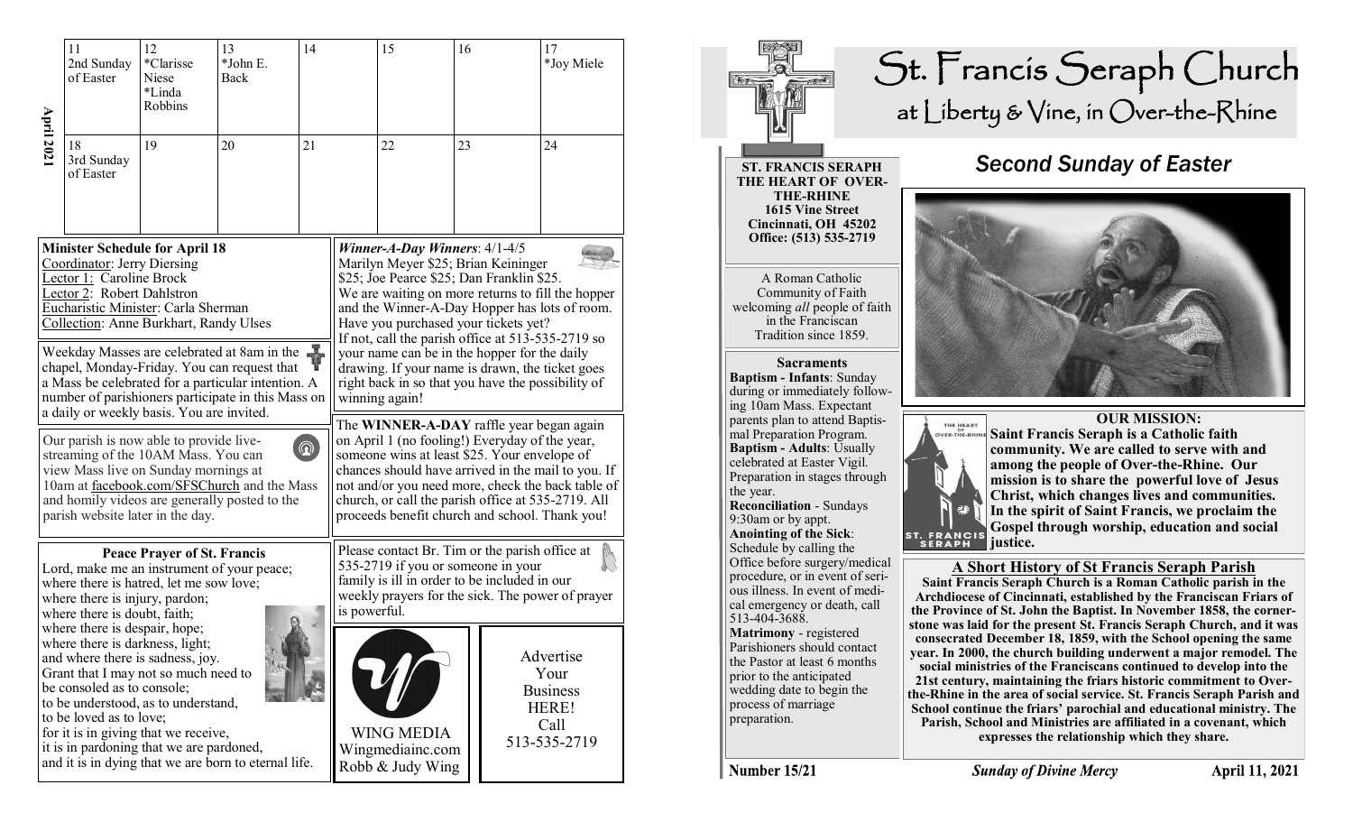**April 2021**

| 11 | 12 | 13 | 14 | 15 | 16 | 17 |
|---|---|---|---|---|---|---|
| 2nd Sunday of Easter | *Clarisse Niese *Linda Robbins | *John E. Back | | | | *Joy Miele |
| **18** | **19** | **20** | **21** | **22** | **23** | **24** |
| 3rd Sunday of Easter | | | | | | |

**Minister Schedule for April 18**
Coordinator: Jerry Diersing
Lector 1: Caroline Brock
Lector 2: Robert Dahlstron
Eucharistic Minister: Carla Sherman
Collection: Anne Burkhart, Randy Ulses

Weekday Masses are celebrated at 8am in the chapel, Monday-Friday. You can request that a Mass be celebrated for a particular intention. A number of parishioners participate in this Mass on a daily or weekly basis. You are invited.

Our parish is now able to provide live-streaming of the 10AM Mass. You can view Mass live on Sunday mornings at 10am at facebook.com/SFSChurch and the Mass and homily videos are generally posted to the parish website later in the day.

**Peace Prayer of St. Francis**

Lord, make me an instrument of your peace;
where there is hatred, let me sow love;
where there is injury, pardon;
where there is doubt, faith;
where there is despair, hope;
where there is darkness, light;
and where there is sadness, joy.
Grant that I may not so much need to be consoled as to console;
to be understood, as to understand,
to be loved as to love;
for it is in giving that we receive,
it is in pardoning that we are pardoned,
and it is in dying that we are born to eternal life.

***Winner-A-Day Winners***: 4/1-4/5
Marilyn Meyer $25; Brian Keininger $25; Joe Pearce $25; Dan Franklin $25.
We are waiting on more returns to fill the hopper and the Winner-A-Day Hopper has lots of room. Have you purchased your tickets yet? If not, call the parish office at 513-535-2719 so your name can be in the hopper for the daily drawing. If your name is drawn, the ticket goes right back in so that you have the possibility of winning again!

The **WINNER-A-DAY** raffle year began again on April 1 (no fooling!) Everyday of the year, someone wins at least $25. Your envelope of chances should have arrived in the mail to you. If not and/or you need more, check the back table of church, or call the parish office at 535-2719. All proceeds benefit church and school. Thank you!

Please contact Br. Tim or the parish office at 535-2719 if you or someone in your family is ill in order to be included in our weekly prayers for the sick. The power of prayer is powerful.

WING MEDIA
Wingmediainc.com
Robb & Judy Wing

Advertise Your Business HERE!
Call 513-535-2719

# St. Francis Seraph Church
## at Liberty & Vine, in Over-the-Rhine

**ST. FRANCIS SERAPH THE HEART OF OVER-THE-RHINE**
**1615 Vine Street**
**Cincinnati, OH 45202**
**Office: (513) 535-2719**

A Roman Catholic Community of Faith welcoming *all* people of faith in the Franciscan Tradition since 1859.

**Sacraments**

**Baptism - Infants**: Sunday during or immediately following 10am Mass. Expectant parents plan to attend Baptismal Preparation Program.
**Baptism - Adults**: Usually celebrated at Easter Vigil. Preparation in stages through the year.
**Reconciliation** - Sundays 9:30am or by appt.
**Anointing of the Sick**: Schedule by calling the Office before surgery/medical procedure, or in event of serious illness. In event of medical emergency or death, call 513-404-3688.
**Matrimony** - registered Parishioners should contact the Pastor at least 6 months prior to the anticipated wedding date to begin the process of marriage preparation.

## *Second Sunday of Easter*

**OUR MISSION:**
**Saint Francis Seraph is a Catholic faith community. We are called to serve with and among the people of Over-the-Rhine. Our mission is to share the powerful love of Jesus Christ, which changes lives and communities. In the spirit of Saint Francis, we proclaim the Gospel through worship, education and social justice.**

### A Short History of St Francis Seraph Parish

**Saint Francis Seraph Church is a Roman Catholic parish in the Archdiocese of Cincinnati, established by the Franciscan Friars of the Province of St. John the Baptist. In November 1858, the cornerstone was laid for the present St. Francis Seraph Church, and it was consecrated December 18, 1859, with the School opening the same year. In 2000, the church building underwent a major remodel. The social ministries of the Franciscans continued to develop into the 21st century, maintaining the friars historic commitment to Over-the-Rhine in the area of social service. St. Francis Seraph Parish and School continue the friars' parochial and educational ministry. The Parish, School and Ministries are affiliated in a covenant, which expresses the relationship which they share.**

**Number 15/21** — ***Sunday of Divine Mercy*** — **April 11, 2021**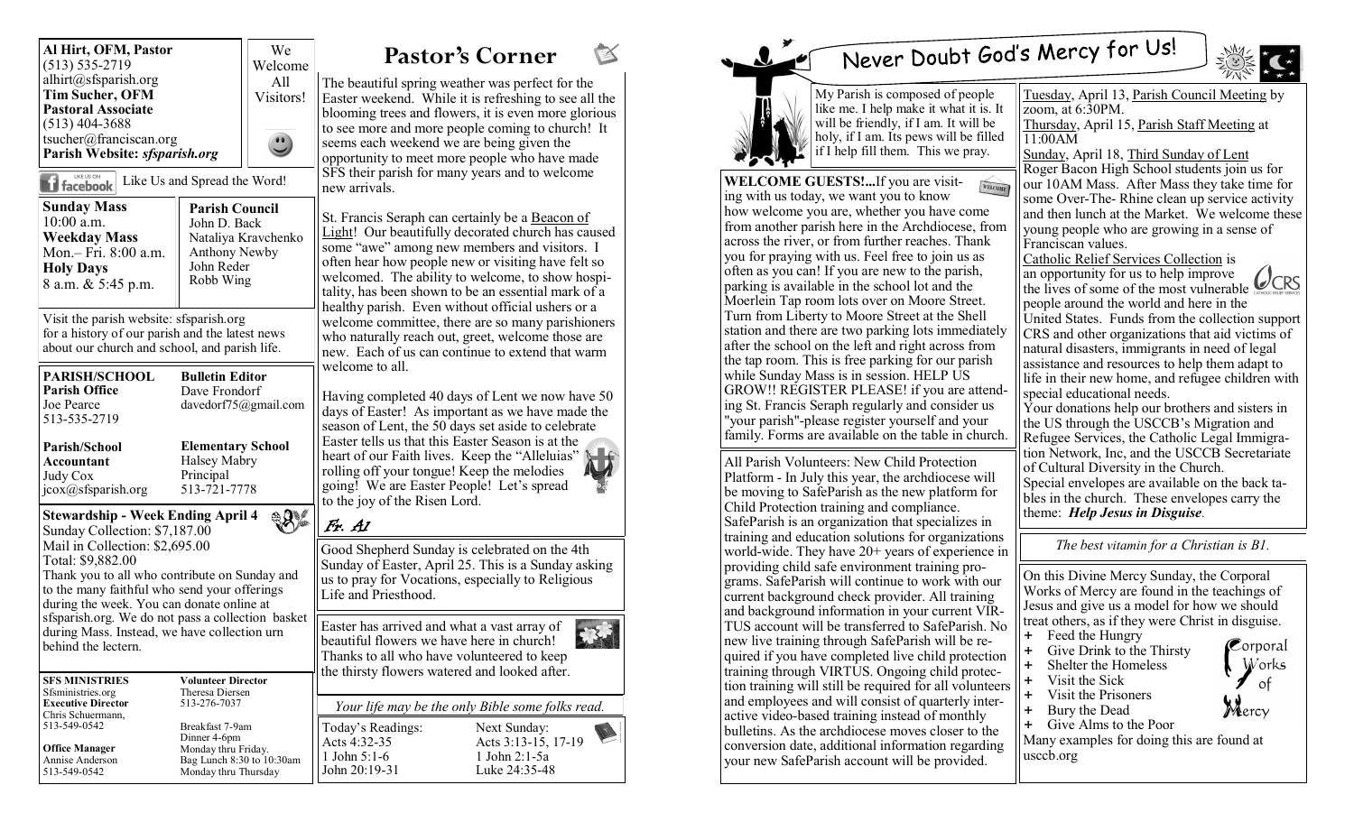**Al Hirt, OFM, Pastor**
(513) 535-2719
alhirt@sfsparish.org
**Tim Sucher, OFM**
**Pastoral Associate**
(513) 404-3688
tsucher@franciscan.org
**Parish Website:** ***sfsparish.org***

We Welcome All Visitors!

Like Us and Spread the Word!

**Sunday Mass**
10:00 a.m.
**Weekday Mass**
Mon.– Fri. 8:00 a.m.
**Holy Days**
8 a.m. & 5:45 p.m.

**Parish Council**
John D. Back
Nataliya Kravchenko
Anthony Newby
John Reder
Robb Wing

Visit the parish website: sfsparish.org for a history of our parish and the latest news about our church and school, and parish life.

**PARISH/SCHOOL**
**Parish Office**
Joe Pearce
513-535-2719

**Bulletin Editor**
Dave Frondorf
davedorf75@gmail.com

**Parish/School Accountant**
Judy Cox
jcox@sfsparish.org

**Elementary School**
Halsey Mabry
Principal
513-721-7778

**Stewardship - Week Ending April 4**
Sunday Collection: $7,187.00
Mail in Collection: $2,695.00
Total: $9,882.00
Thank you to all who contribute on Sunday and to the many faithful who send your offerings during the week. You can donate online at sfsparish.org. We do not pass a collection basket during Mass. Instead, we have collection urn behind the lectern.

**SFS MINISTRIES**
Sfsministries.org
**Executive Director**
Chris Schuermann,
513-549-0542
**Office Manager**
Annise Anderson
513-549-0542

**Volunteer Director**
Theresa Diersen
513-276-7037
Breakfast 7-9am
Dinner 4-6pm
Monday thru Friday.
Bag Lunch 8:30 to 10:30am
Monday thru Thursday

# Pastor's Corner

The beautiful spring weather was perfect for the Easter weekend. While it is refreshing to see all the blooming trees and flowers, it is even more glorious to see more and more people coming to church! It seems each weekend we are being given the opportunity to meet more people who have made SFS their parish for many years and to welcome new arrivals.

St. Francis Seraph can certainly be a Beacon of Light! Our beautifully decorated church has caused some "awe" among new members and visitors. I often hear how people new or visiting have felt so welcomed. The ability to welcome, to show hospitality, has been shown to be an essential mark of a healthy parish. Even without official ushers or a welcome committee, there are so many parishioners who naturally reach out, greet, welcome those are new. Each of us can continue to extend that warm welcome to all.

Having completed 40 days of Lent we now have 50 days of Easter! As important as we have made the season of Lent, the 50 days set aside to celebrate Easter tells us that this Easter Season is at the heart of our Faith lives. Keep the "Alleluias" rolling off your tongue! Keep the melodies going! We are Easter People! Let's spread to the joy of the Risen Lord.

*Fr. Al*

Good Shepherd Sunday is celebrated on the 4th Sunday of Easter, April 25. This is a Sunday asking us to pray for Vocations, especially to Religious Life and Priesthood.

Easter has arrived and what a vast array of beautiful flowers we have here in church! Thanks to all who have volunteered to keep the thirsty flowers watered and looked after.

*Your life may be the only Bible some folks read.*

| Today's Readings: | Next Sunday: |
|---|---|
| Acts 4:32-35 | Acts 3:13-15, 17-19 |
| 1 John 5:1-6 | 1 John 2:1-5a |
| John 20:19-31 | Luke 24:35-48 |

# Never Doubt God's Mercy for Us!

My Parish is composed of people like me. I help make it what it is. It will be friendly, if I am. It will be holy, if I am. Its pews will be filled if I help fill them. This we pray.

**WELCOME GUESTS!...**If you are visiting with us today, we want you to know how welcome you are, whether you have come from another parish here in the Archdiocese, from across the river, or from further reaches. Thank you for praying with us. Feel free to join us as often as you can! If you are new to the parish, parking is available in the school lot and the Moerlein Tap room lots over on Moore Street. Turn from Liberty to Moore Street at the Shell station and there are two parking lots immediately after the school on the left and right across from the tap room. This is free parking for our parish while Sunday Mass is in session. HELP US GROW!! REGISTER PLEASE! if you are attending St. Francis Seraph regularly and consider us "your parish"-please register yourself and your family. Forms are available on the table in church.

All Parish Volunteers: New Child Protection Platform - In July this year, the archdiocese will be moving to SafeParish as the new platform for Child Protection training and compliance. SafeParish is an organization that specializes in training and education solutions for organizations world-wide. They have 20+ years of experience in providing child safe environment training programs. SafeParish will continue to work with our current background check provider. All training and background information in your current VIRTUS account will be transferred to SafeParish. No new live training through SafeParish will be required if you have completed live child protection training through VIRTUS. Ongoing child protection training will still be required for all volunteers and employees and will consist of quarterly interactive video-based training instead of monthly bulletins. As the archdiocese moves closer to the conversion date, additional information regarding your new SafeParish account will be provided.

Tuesday, April 13, Parish Council Meeting by zoom, at 6:30PM.
Thursday, April 15, Parish Staff Meeting at 11:00AM
Sunday, April 18, Third Sunday of Lent
Roger Bacon High School students join us for our 10AM Mass. After Mass they take time for some Over-The- Rhine clean up service activity and then lunch at the Market. We welcome these young people who are growing in a sense of Franciscan values.
Catholic Relief Services Collection is an opportunity for us to help improve the lives of some of the most vulnerable people around the world and here in the United States. Funds from the collection support CRS and other organizations that aid victims of natural disasters, immigrants in need of legal assistance and resources to help them adapt to life in their new home, and refugee children with special educational needs.
Your donations help our brothers and sisters in the US through the USCCB's Migration and Refugee Services, the Catholic Legal Immigration Network, Inc, and the USCCB Secretariate of Cultural Diversity in the Church.
Special envelopes are available on the back tables in the church. These envelopes carry the theme: ***Help Jesus in Disguise***.

*The best vitamin for a Christian is B1.*

On this Divine Mercy Sunday, the Corporal Works of Mercy are found in the teachings of Jesus and give us a model for how we should treat others, as if they were Christ in disguise.

Corporal Works of Mercy

- Feed the Hungry
- Give Drink to the Thirsty
- Shelter the Homeless
- Visit the Sick
- Visit the Prisoners
- Bury the Dead
- Give Alms to the Poor

Many examples for doing this are found at usccb.org